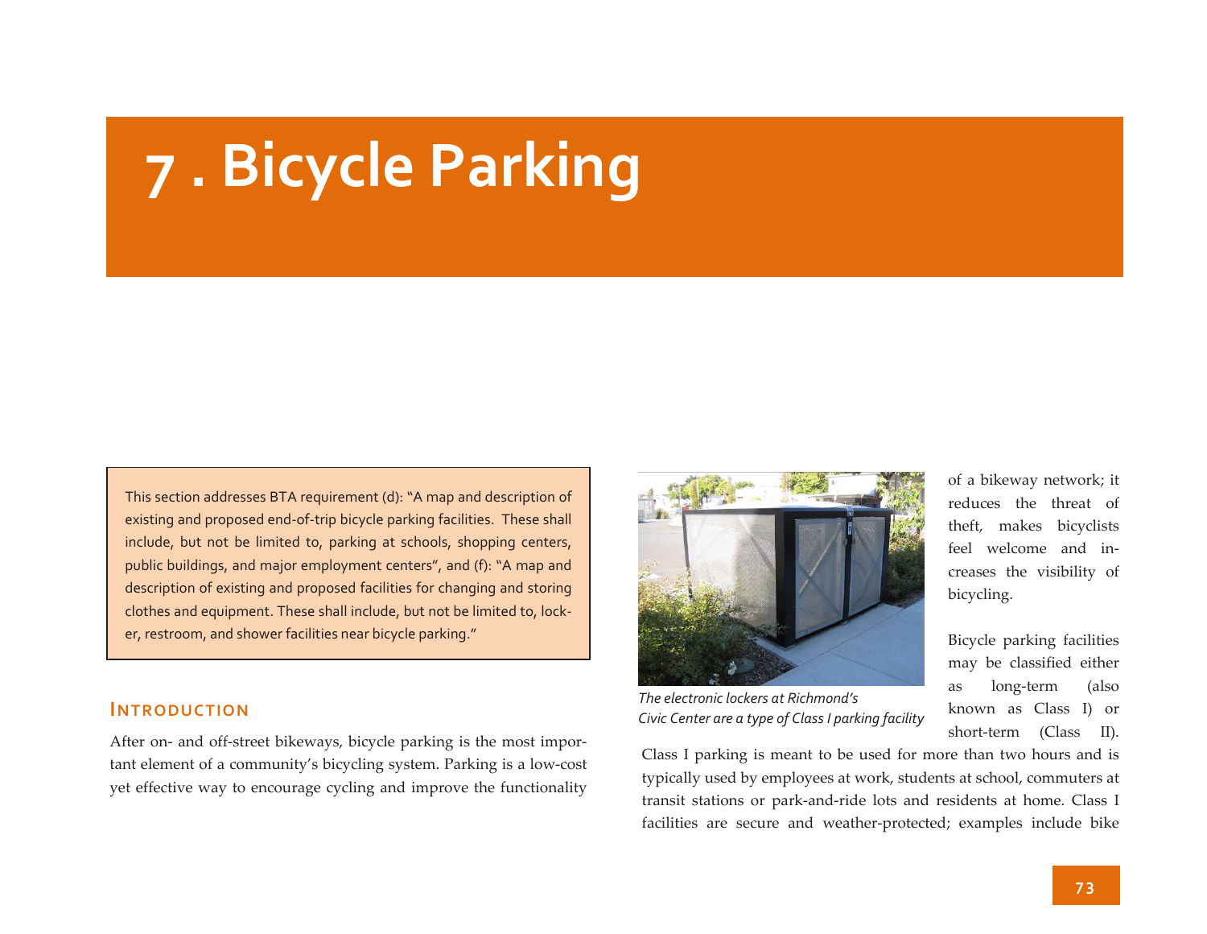# 7 . Bicycle Parking

This section addresses BTA requirement (d): "A map and description of existing and proposed end-of-trip bicycle parking facilities. These shall include, but not be limited to, parking at schools, shopping centers, public buildings, and major employment centers", and (f): "A map and description of existing and proposed facilities for changing and storing clothes and equipment. These shall include, but not be limited to, locker, restroom, and shower facilities near bicycle parking."

## Introduction

After on- and off-street bikeways, bicycle parking is the most important element of a community's bicycling system. Parking is a low-cost yet effective way to encourage cycling and improve the functionality of a bikeway network; it reduces the threat of theft, makes bicyclists feel welcome and increases the visibility of bicycling.

*The electronic lockers at Richmond's Civic Center are a type of Class I parking facility*

Bicycle parking facilities may be classified either as long-term (also known as Class I) or short-term (Class II). Class I parking is meant to be used for more than two hours and is typically used by employees at work, students at school, commuters at transit stations or park-and-ride lots and residents at home. Class I facilities are secure and weather-protected; examples include bike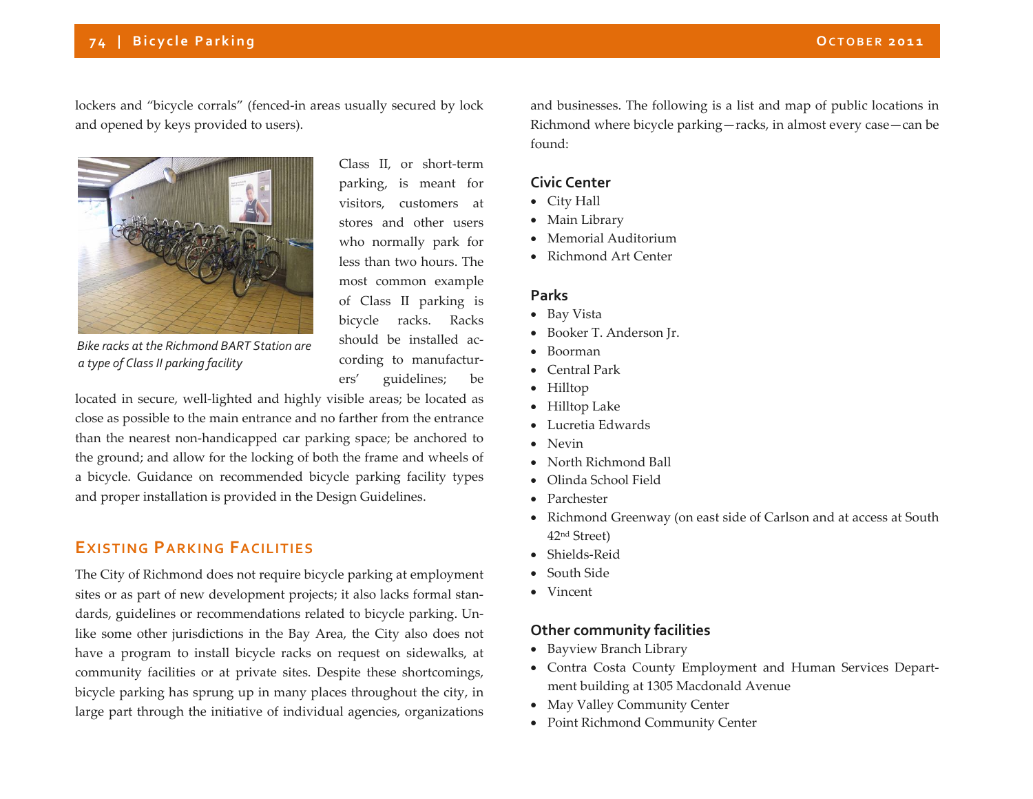lockers and "bicycle corrals" (fenced-in areas usually secured by lock and opened by keys provided to users).

*Bike racks at the Richmond BART Station are a type of Class II parking facility*

Class II, or short-term parking, is meant for visitors, customers at stores and other users who normally park for less than two hours. The most common example of Class II parking is bicycle racks. Racks should be installed according to manufacturers' guidelines; be located in secure, well-lighted and highly visible areas; be located as close as possible to the main entrance and no farther from the entrance than the nearest non-handicapped car parking space; be anchored to the ground; and allow for the locking of both the frame and wheels of a bicycle. Guidance on recommended bicycle parking facility types and proper installation is provided in the Design Guidelines.

## Existing Parking Facilities

The City of Richmond does not require bicycle parking at employment sites or as part of new development projects; it also lacks formal standards, guidelines or recommendations related to bicycle parking. Unlike some other jurisdictions in the Bay Area, the City also does not have a program to install bicycle racks on request on sidewalks, at community facilities or at private sites. Despite these shortcomings, bicycle parking has sprung up in many places throughout the city, in large part through the initiative of individual agencies, organizations and businesses. The following is a list and map of public locations in Richmond where bicycle parking—racks, in almost every case—can be found:

### Civic Center

- City Hall
- Main Library
- Memorial Auditorium
- Richmond Art Center

### Parks

- Bay Vista
- Booker T. Anderson Jr.
- Boorman
- Central Park
- Hilltop
- Hilltop Lake
- Lucretia Edwards
- Nevin
- North Richmond Ball
- Olinda School Field
- Parchester
- Richmond Greenway (on east side of Carlson and at access at South 42nd Street)
- Shields-Reid
- South Side
- Vincent

### Other community facilities

- Bayview Branch Library
- Contra Costa County Employment and Human Services Department building at 1305 Macdonald Avenue
- May Valley Community Center
- Point Richmond Community Center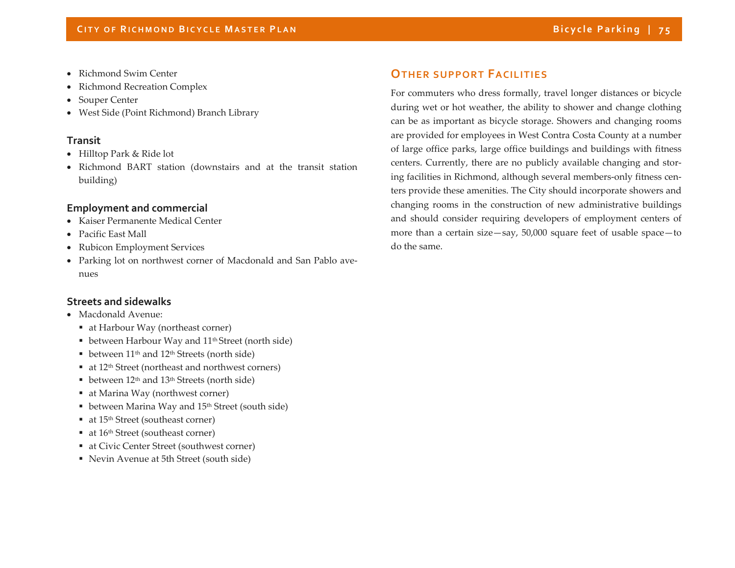- Richmond Swim Center
- Richmond Recreation Complex
- Souper Center
- West Side (Point Richmond) Branch Library

### Transit

- Hilltop Park & Ride lot
- Richmond BART station (downstairs and at the transit station building)

### Employment and commercial

- Kaiser Permanente Medical Center
- Pacific East Mall
- Rubicon Employment Services
- Parking lot on northwest corner of Macdonald and San Pablo avenues

### Streets and sidewalks

- Macdonald Avenue:
  - at Harbour Way (northeast corner)
  - between Harbour Way and 11th Street (north side)
  - between 11th and 12th Streets (north side)
  - at 12th Street (northeast and northwest corners)
  - between 12th and 13th Streets (north side)
  - at Marina Way (northwest corner)
  - between Marina Way and 15th Street (south side)
  - at 15th Street (southeast corner)
  - at 16th Street (southeast corner)
  - at Civic Center Street (southwest corner)
  - Nevin Avenue at 5th Street (south side)

## Other support Facilities

For commuters who dress formally, travel longer distances or bicycle during wet or hot weather, the ability to shower and change clothing can be as important as bicycle storage. Showers and changing rooms are provided for employees in West Contra Costa County at a number of large office parks, large office buildings and buildings with fitness centers. Currently, there are no publicly available changing and storing facilities in Richmond, although several members-only fitness centers provide these amenities. The City should incorporate showers and changing rooms in the construction of new administrative buildings and should consider requiring developers of employment centers of more than a certain size—say, 50,000 square feet of usable space—to do the same.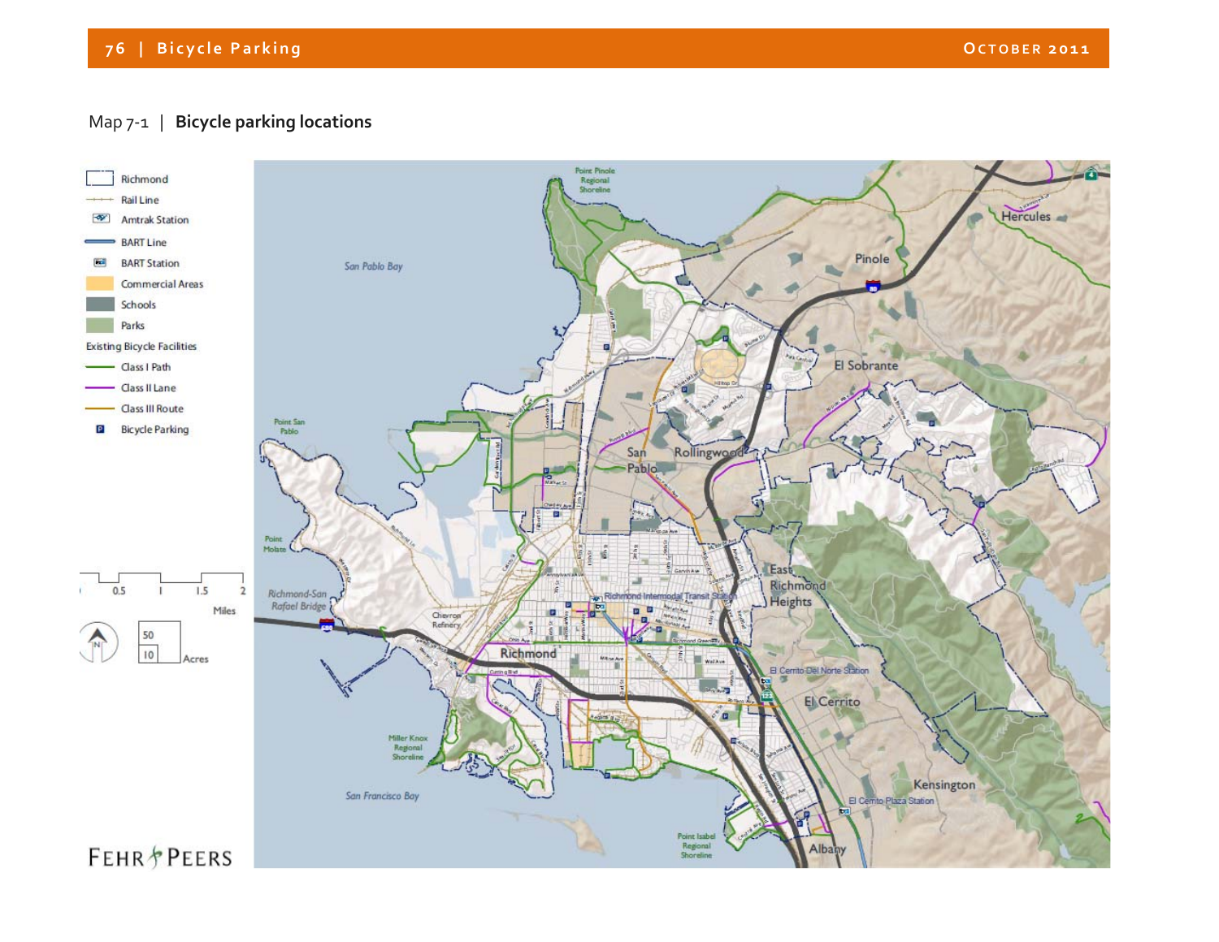Map 7-1 | **Bicycle parking locations**

- Richmond
- Rail Line
- Amtrak Station
- BART Line
- BART Station
- Commercial Areas
- Schools
- Parks

Existing Bicycle Facilities

- Class I Path
- Class II Lane
- Class III Route
- Bicycle Parking

0.5 1 1.5 2 Miles

50 10 Acres

FEHR PEERS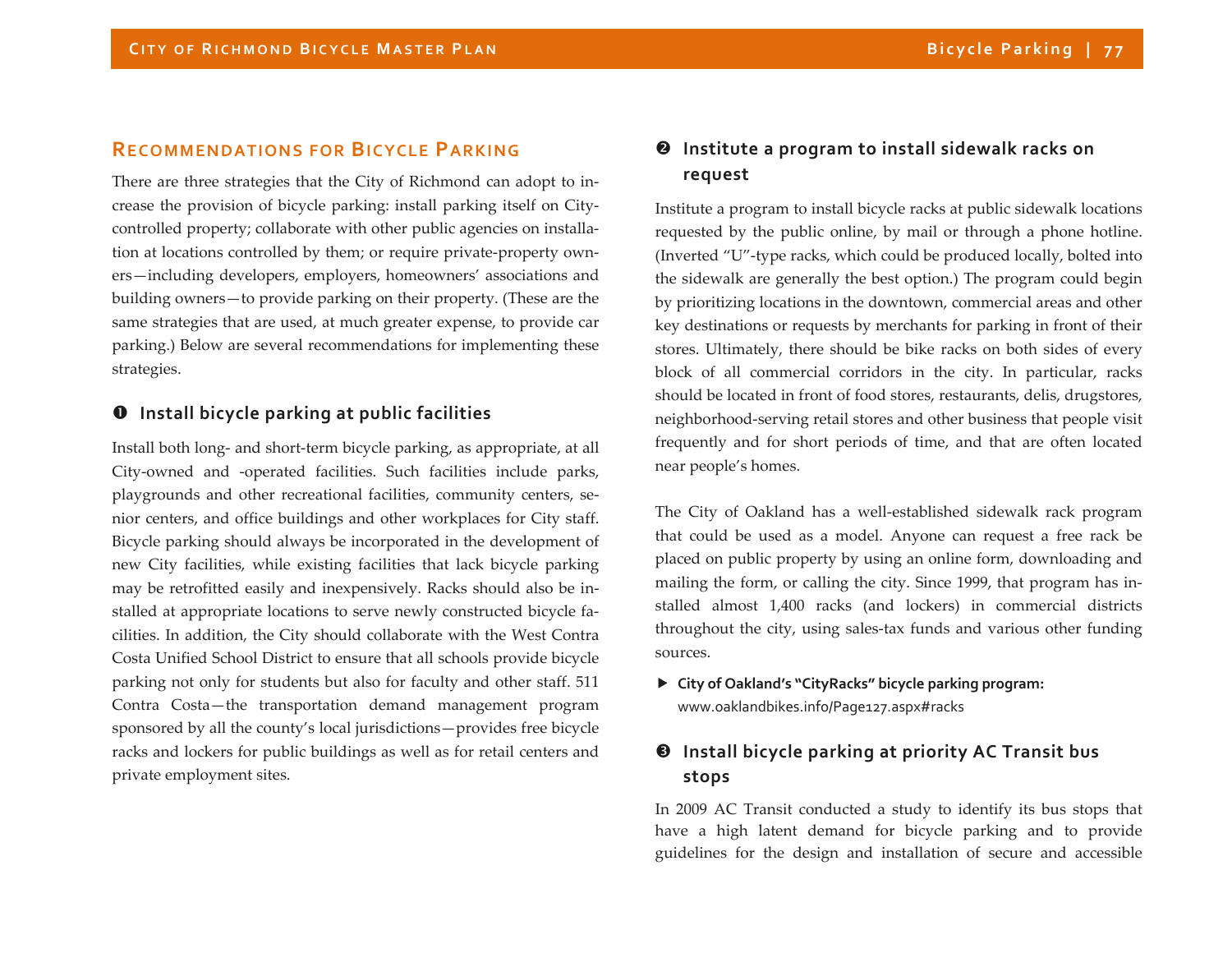## Recommendations for Bicycle Parking

There are three strategies that the City of Richmond can adopt to increase the provision of bicycle parking: install parking itself on City-controlled property; collaborate with other public agencies on installation at locations controlled by them; or require private-property owners—including developers, employers, homeowners' associations and building owners—to provide parking on their property. (These are the same strategies that are used, at much greater expense, to provide car parking.) Below are several recommendations for implementing these strategies.

### ❶ Install bicycle parking at public facilities

Install both long- and short-term bicycle parking, as appropriate, at all City-owned and -operated facilities. Such facilities include parks, playgrounds and other recreational facilities, community centers, senior centers, and office buildings and other workplaces for City staff. Bicycle parking should always be incorporated in the development of new City facilities, while existing facilities that lack bicycle parking may be retrofitted easily and inexpensively. Racks should also be installed at appropriate locations to serve newly constructed bicycle facilities. In addition, the City should collaborate with the West Contra Costa Unified School District to ensure that all schools provide bicycle parking not only for students but also for faculty and other staff. 511 Contra Costa—the transportation demand management program sponsored by all the county's local jurisdictions—provides free bicycle racks and lockers for public buildings as well as for retail centers and private employment sites.

### ❷ Institute a program to install sidewalk racks on request

Institute a program to install bicycle racks at public sidewalk locations requested by the public online, by mail or through a phone hotline. (Inverted "U"-type racks, which could be produced locally, bolted into the sidewalk are generally the best option.) The program could begin by prioritizing locations in the downtown, commercial areas and other key destinations or requests by merchants for parking in front of their stores. Ultimately, there should be bike racks on both sides of every block of all commercial corridors in the city. In particular, racks should be located in front of food stores, restaurants, delis, drugstores, neighborhood-serving retail stores and other business that people visit frequently and for short periods of time, and that are often located near people's homes.

The City of Oakland has a well-established sidewalk rack program that could be used as a model. Anyone can request a free rack be placed on public property by using an online form, downloading and mailing the form, or calling the city. Since 1999, that program has installed almost 1,400 racks (and lockers) in commercial districts throughout the city, using sales-tax funds and various other funding sources.

- **City of Oakland's "CityRacks" bicycle parking program:** www.oaklandbikes.info/Page127.aspx#racks

### ❸ Install bicycle parking at priority AC Transit bus stops

In 2009 AC Transit conducted a study to identify its bus stops that have a high latent demand for bicycle parking and to provide guidelines for the design and installation of secure and accessible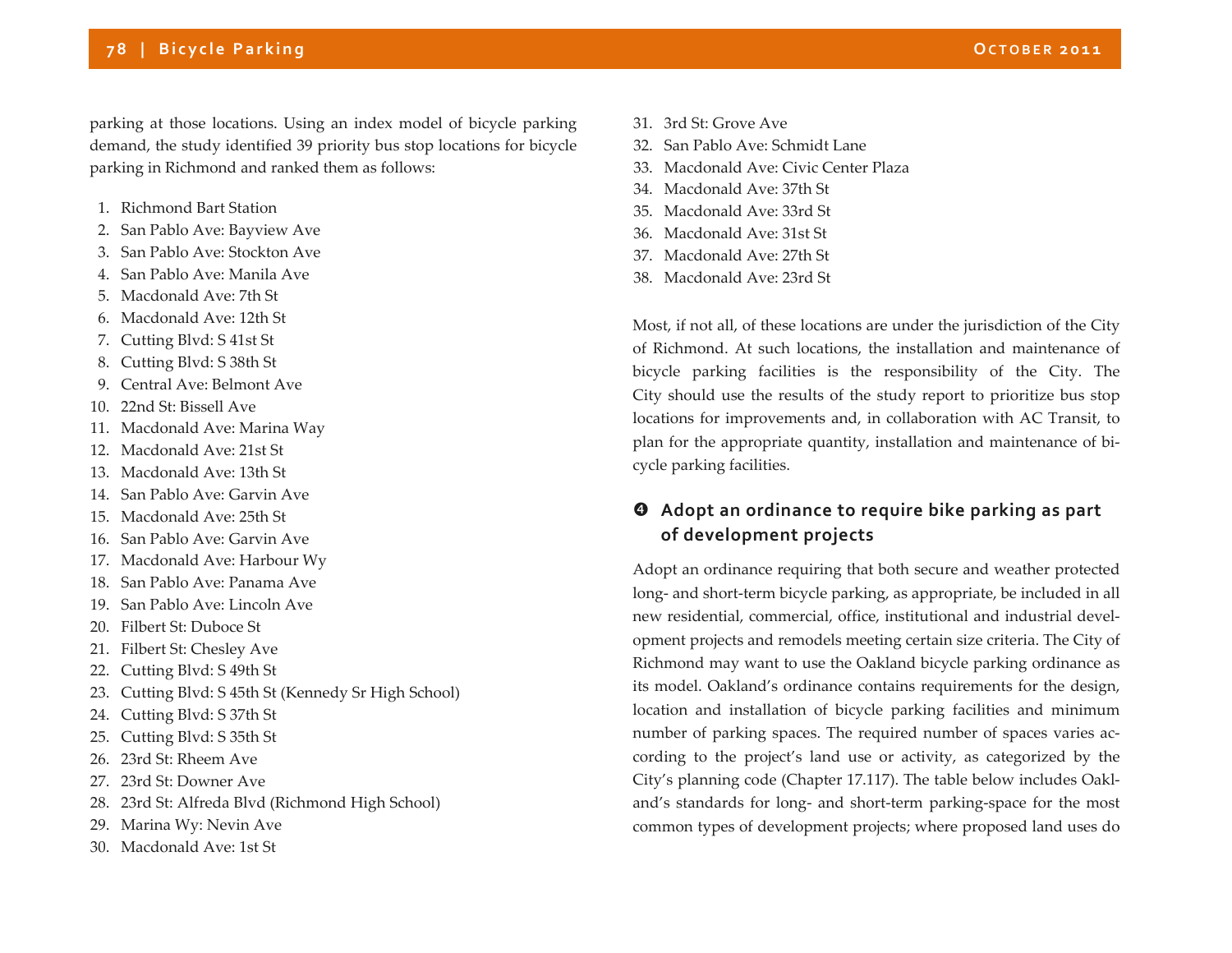parking at those locations. Using an index model of bicycle parking demand, the study identified 39 priority bus stop locations for bicycle parking in Richmond and ranked them as follows:

1. Richmond Bart Station
2. San Pablo Ave: Bayview Ave
3. San Pablo Ave: Stockton Ave
4. San Pablo Ave: Manila Ave
5. Macdonald Ave: 7th St
6. Macdonald Ave: 12th St
7. Cutting Blvd: S 41st St
8. Cutting Blvd: S 38th St
9. Central Ave: Belmont Ave
10. 22nd St: Bissell Ave
11. Macdonald Ave: Marina Way
12. Macdonald Ave: 21st St
13. Macdonald Ave: 13th St
14. San Pablo Ave: Garvin Ave
15. Macdonald Ave: 25th St
16. San Pablo Ave: Garvin Ave
17. Macdonald Ave: Harbour Wy
18. San Pablo Ave: Panama Ave
19. San Pablo Ave: Lincoln Ave
20. Filbert St: Duboce St
21. Filbert St: Chesley Ave
22. Cutting Blvd: S 49th St
23. Cutting Blvd: S 45th St (Kennedy Sr High School)
24. Cutting Blvd: S 37th St
25. Cutting Blvd: S 35th St
26. 23rd St: Rheem Ave
27. 23rd St: Downer Ave
28. 23rd St: Alfreda Blvd (Richmond High School)
29. Marina Wy: Nevin Ave
30. Macdonald Ave: 1st St
31. 3rd St: Grove Ave
32. San Pablo Ave: Schmidt Lane
33. Macdonald Ave: Civic Center Plaza
34. Macdonald Ave: 37th St
35. Macdonald Ave: 33rd St
36. Macdonald Ave: 31st St
37. Macdonald Ave: 27th St
38. Macdonald Ave: 23rd St

Most, if not all, of these locations are under the jurisdiction of the City of Richmond. At such locations, the installation and maintenance of bicycle parking facilities is the responsibility of the City. The City should use the results of the study report to prioritize bus stop locations for improvements and, in collaboration with AC Transit, to plan for the appropriate quantity, installation and maintenance of bicycle parking facilities.

### ❹ Adopt an ordinance to require bike parking as part of development projects

Adopt an ordinance requiring that both secure and weather protected long- and short-term bicycle parking, as appropriate, be included in all new residential, commercial, office, institutional and industrial development projects and remodels meeting certain size criteria. The City of Richmond may want to use the Oakland bicycle parking ordinance as its model. Oakland's ordinance contains requirements for the design, location and installation of bicycle parking facilities and minimum number of parking spaces. The required number of spaces varies according to the project's land use or activity, as categorized by the City's planning code (Chapter 17.117). The table below includes Oakland's standards for long- and short-term parking-space for the most common types of development projects; where proposed land uses do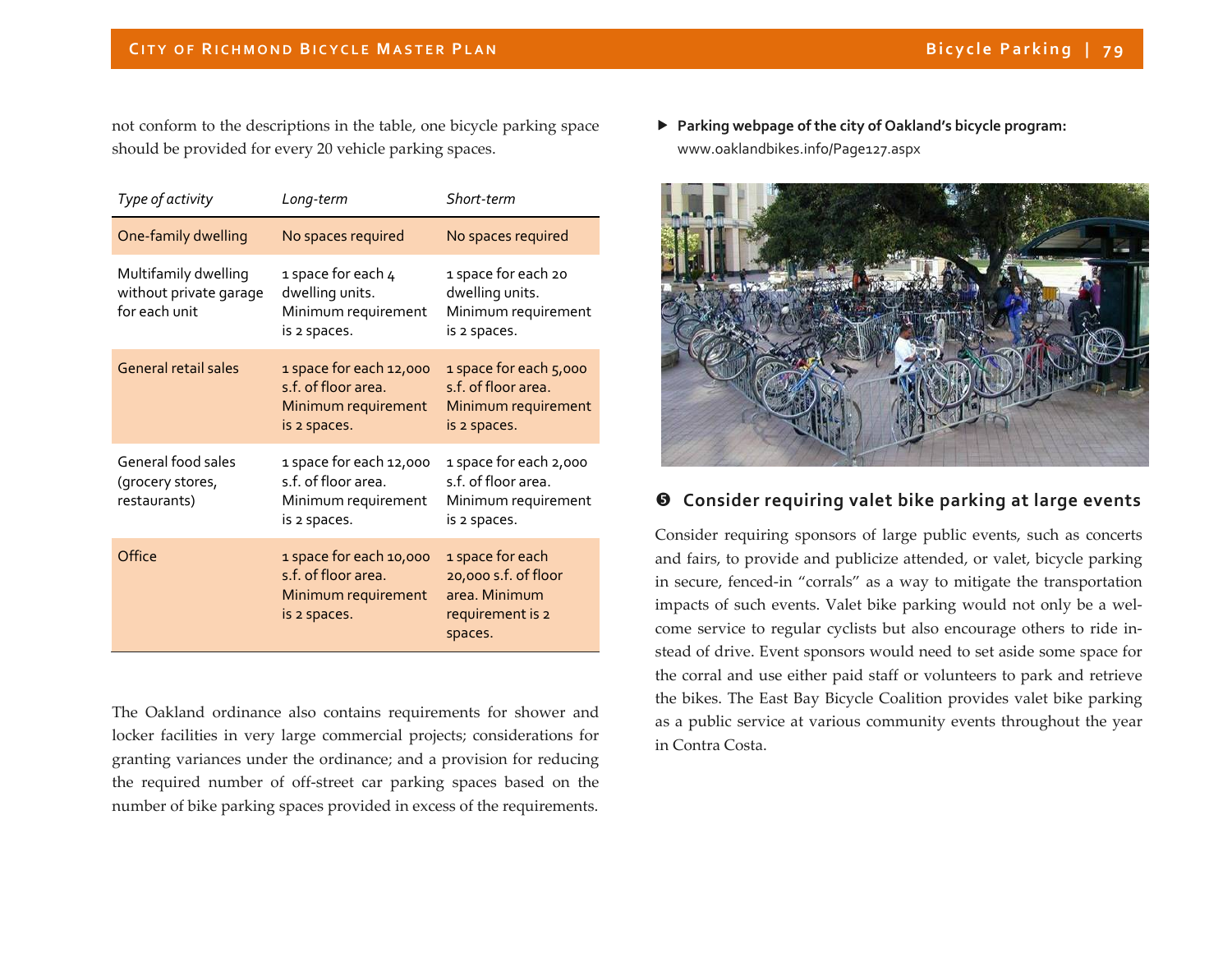not conform to the descriptions in the table, one bicycle parking space should be provided for every 20 vehicle parking spaces.

| *Type of activity* | *Long-term* | *Short-term* |
|---|---|---|
| One-family dwelling | No spaces required | No spaces required |
| Multifamily dwelling without private garage for each unit | 1 space for each 4 dwelling units. Minimum requirement is 2 spaces. | 1 space for each 20 dwelling units. Minimum requirement is 2 spaces. |
| General retail sales | 1 space for each 12,000 s.f. of floor area. Minimum requirement is 2 spaces. | 1 space for each 5,000 s.f. of floor area. Minimum requirement is 2 spaces. |
| General food sales (grocery stores, restaurants) | 1 space for each 12,000 s.f. of floor area. Minimum requirement is 2 spaces. | 1 space for each 2,000 s.f. of floor area. Minimum requirement is 2 spaces. |
| Office | 1 space for each 10,000 s.f. of floor area. Minimum requirement is 2 spaces. | 1 space for each 20,000 s.f. of floor area. Minimum requirement is 2 spaces. |

The Oakland ordinance also contains requirements for shower and locker facilities in very large commercial projects; considerations for granting variances under the ordinance; and a provision for reducing the required number of off-street car parking spaces based on the number of bike parking spaces provided in excess of the requirements.

- **Parking webpage of the city of Oakland's bicycle program:** www.oaklandbikes.info/Page127.aspx

### ❺ Consider requiring valet bike parking at large events

Consider requiring sponsors of large public events, such as concerts and fairs, to provide and publicize attended, or valet, bicycle parking in secure, fenced-in "corrals" as a way to mitigate the transportation impacts of such events. Valet bike parking would not only be a welcome service to regular cyclists but also encourage others to ride instead of drive. Event sponsors would need to set aside some space for the corral and use either paid staff or volunteers to park and retrieve the bikes. The East Bay Bicycle Coalition provides valet bike parking as a public service at various community events throughout the year in Contra Costa.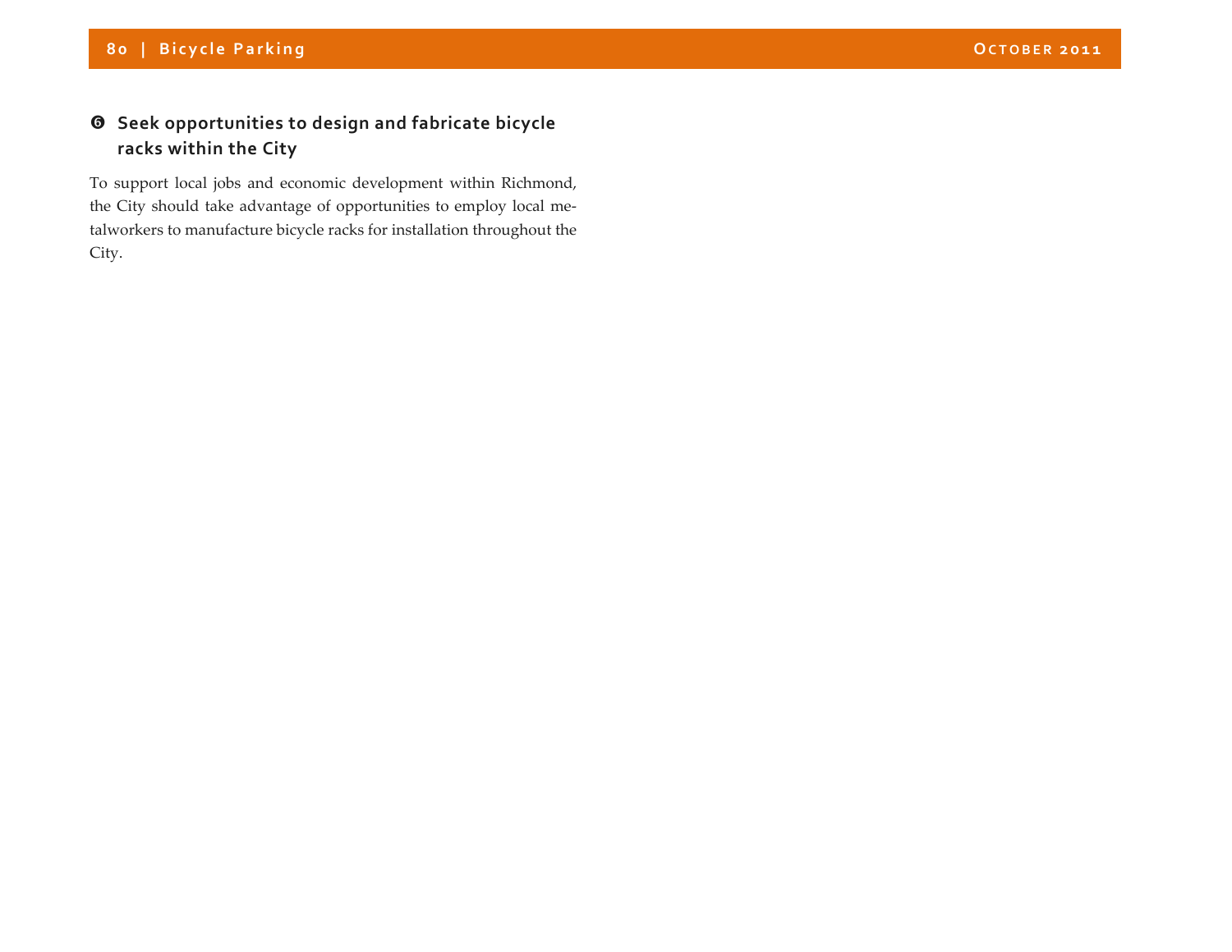### ❻ Seek opportunities to design and fabricate bicycle racks within the City

To support local jobs and economic development within Richmond, the City should take advantage of opportunities to employ local metalworkers to manufacture bicycle racks for installation throughout the City.